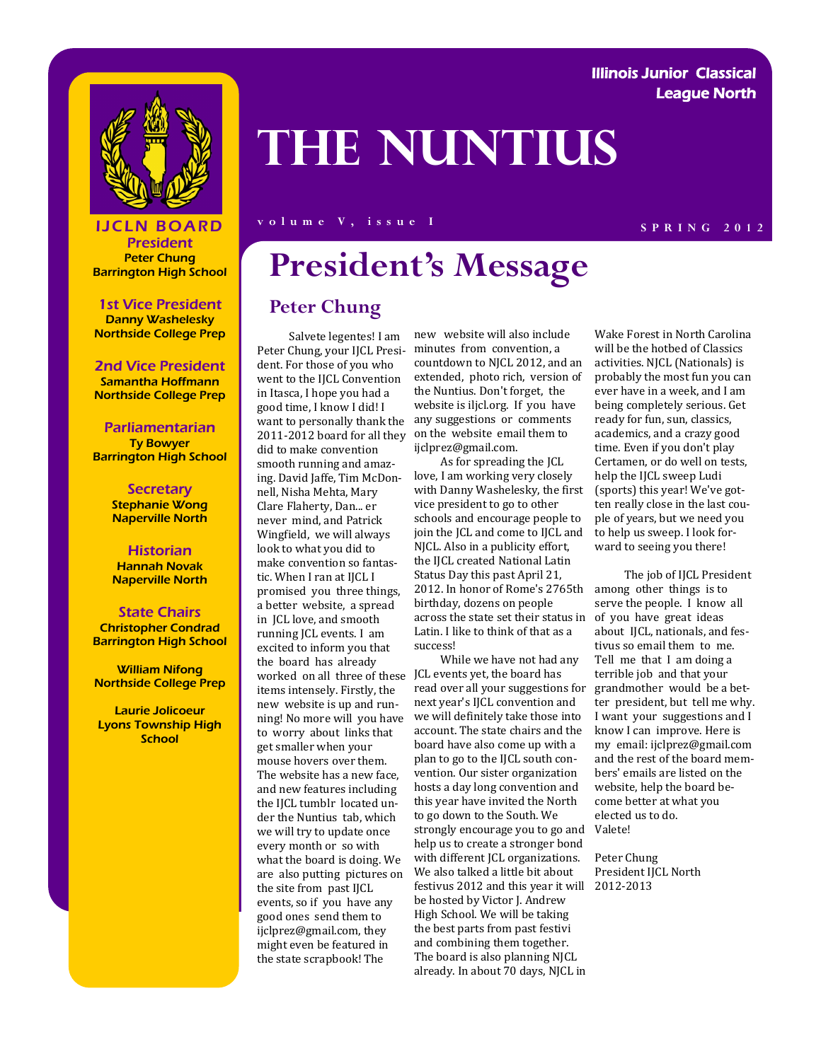Illinois Junior Classical League North

# The Nuntius

volume V, issue I

SPRING 2012

**IJCLN BOARD**

**President**
Peter Chung
Barrington High School

**1st Vice President**
Danny Washelesky
Northside College Prep

**2nd Vice President**
Samantha Hoffmann
Northside College Prep

**Parliamentarian**
Ty Bowyer
Barrington High School

**Secretary**
Stephanie Wong
Naperville North

**Historian**
Hannah Novak
Naperville North

**State Chairs**
Christopher Condrad
Barrington High School

William Nifong
Northside College Prep

Laurie Jolicoeur
Lyons Township High School

## President's Message

### Peter Chung

Salvete legentes! I am Peter Chung, your IJCL President. For those of you who went to the IJCL Convention in Itasca, I hope you had a good time, I know I did! I want to personally thank the 2011-2012 board for all they did to make convention smooth running and amazing. David Jaffe, Tim McDonnell, Nisha Mehta, Mary Clare Flaherty, Dan... er never mind, and Patrick Wingfield, we will always look to what you did to make convention so fantastic. When I ran at IJCL I promised you three things, a better website, a spread in JCL love, and smooth running JCL events. I am excited to inform you that the board has already worked on all three of these items intensely. Firstly, the new website is up and running! No more will you have to worry about links that get smaller when your mouse hovers over them. The website has a new face, and new features including the IJCL tumblr located under the Nuntius tab, which we will try to update once every month or so with what the board is doing. We are also putting pictures on the site from past IJCL events, so if you have any good ones send them to ijclprez@gmail.com, they might even be featured in the state scrapbook! The new website will also include minutes from convention, a countdown to NJCL 2012, and an extended, photo rich, version of the Nuntius. Don't forget, the website is iljcl.org. If you have any suggestions or comments on the website email them to ijclprez@gmail.com.

As for spreading the JCL love, I am working very closely with Danny Washelesky, the first vice president to go to other schools and encourage people to join the JCL and come to IJCL and NJCL. Also in a publicity effort, the IJCL created National Latin Status Day this past April 21, 2012. In honor of Rome's 2765th birthday, dozens on people across the state set their status in Latin. I like to think of that as a success!

While we have not had any JCL events yet, the board has read over all your suggestions for next year's IJCL convention and we will definitely take those into account. The state chairs and the board have also come up with a plan to go to the IJCL south convention. Our sister organization hosts a day long convention and this year have invited the North to go down to the South. We strongly encourage you to go and help us to create a stronger bond with different JCL organizations. We also talked a little bit about festivus 2012 and this year it will be hosted by Victor J. Andrew High School. We will be taking the best parts from past festivi and combining them together. The board is also planning NJCL already. In about 70 days, NJCL in Wake Forest in North Carolina will be the hotbed of Classics activities. NJCL (Nationals) is probably the most fun you can ever have in a week, and I am being completely serious. Get ready for fun, sun, classics, academics, and a crazy good time. Even if you don't play Certamen, or do well on tests, help the IJCL sweep Ludi (sports) this year! We've gotten really close in the last couple of years, but we need you to help us sweep. I look forward to seeing you there!

The job of IJCL President among other things is to serve the people. I know all of you have great ideas about IJCL, nationals, and festivus so email them to me. Tell me that I am doing a terrible job and that your grandmother would be a better president, but tell me why. I want your suggestions and I know I can improve. Here is my email: ijclprez@gmail.com and the rest of the board members' emails are listed on the website, help the board become better at what you elected us to do.
Valete!

Peter Chung
President IJCL North
2012-2013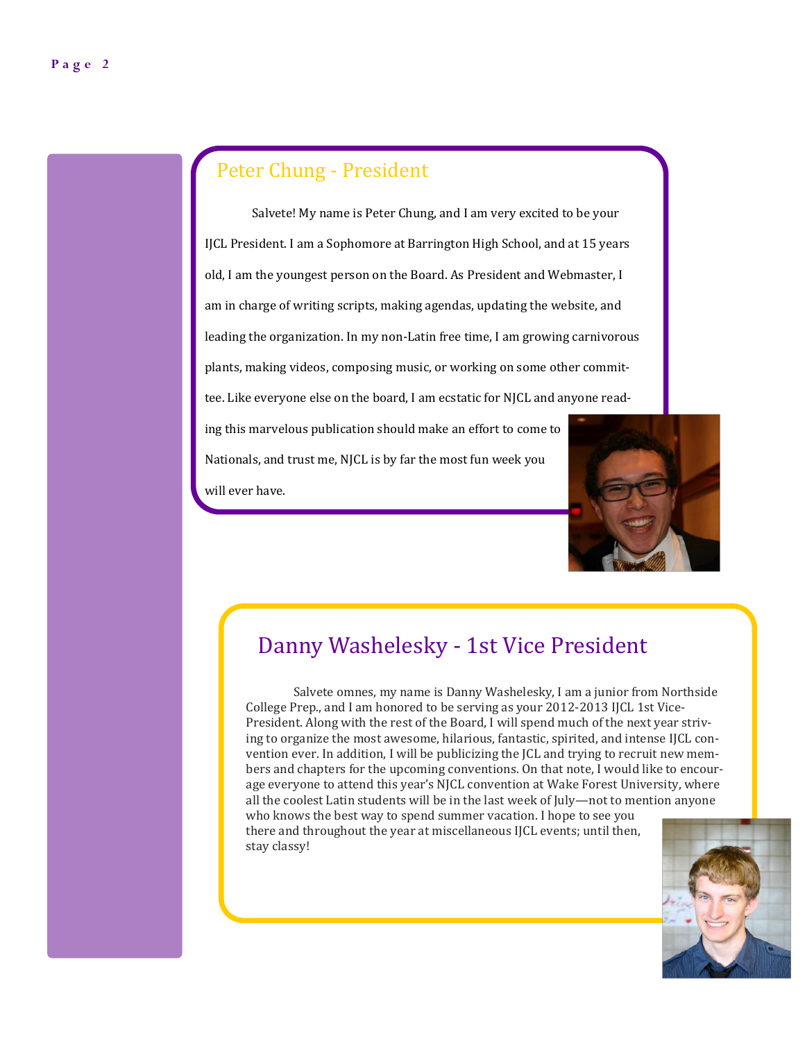## Peter Chung - President

Salvete! My name is Peter Chung, and I am very excited to be your IJCL President. I am a Sophomore at Barrington High School, and at 15 years old, I am the youngest person on the Board. As President and Webmaster, I am in charge of writing scripts, making agendas, updating the website, and leading the organization. In my non-Latin free time, I am growing carnivorous plants, making videos, composing music, or working on some other committee. Like everyone else on the board, I am ecstatic for NJCL and anyone reading this marvelous publication should make an effort to come to Nationals, and trust me, NJCL is by far the most fun week you will ever have.

## Danny Washelesky - 1st Vice President

Salvete omnes, my name is Danny Washelesky, I am a junior from Northside College Prep., and I am honored to be serving as your 2012-2013 IJCL 1st Vice-President. Along with the rest of the Board, I will spend much of the next year striving to organize the most awesome, hilarious, fantastic, spirited, and intense IJCL convention ever. In addition, I will be publicizing the JCL and trying to recruit new members and chapters for the upcoming conventions. On that note, I would like to encourage everyone to attend this year's NJCL convention at Wake Forest University, where all the coolest Latin students will be in the last week of July—not to mention anyone who knows the best way to spend summer vacation. I hope to see you there and throughout the year at miscellaneous IJCL events; until then, stay classy!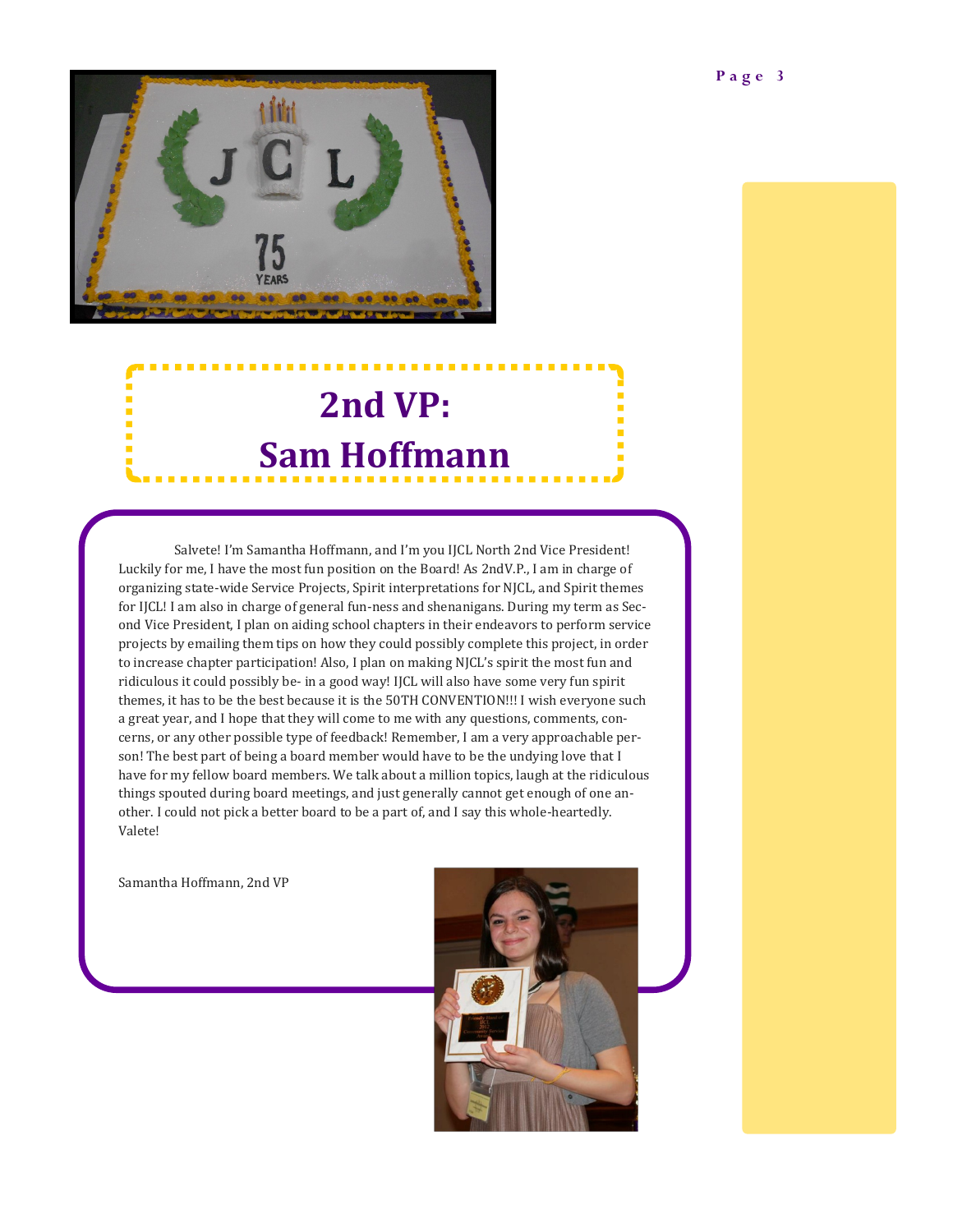# 2nd VP: Sam Hoffmann

Salvete! I'm Samantha Hoffmann, and I'm you IJCL North 2nd Vice President! Luckily for me, I have the most fun position on the Board! As 2ndV.P., I am in charge of organizing state-wide Service Projects, Spirit interpretations for NJCL, and Spirit themes for IJCL! I am also in charge of general fun-ness and shenanigans. During my term as Second Vice President, I plan on aiding school chapters in their endeavors to perform service projects by emailing them tips on how they could possibly complete this project, in order to increase chapter participation! Also, I plan on making NJCL's spirit the most fun and ridiculous it could possibly be- in a good way! IJCL will also have some very fun spirit themes, it has to be the best because it is the 50TH CONVENTION!!! I wish everyone such a great year, and I hope that they will come to me with any questions, comments, concerns, or any other possible type of feedback! Remember, I am a very approachable person! The best part of being a board member would have to be the undying love that I have for my fellow board members. We talk about a million topics, laugh at the ridiculous things spouted during board meetings, and just generally cannot get enough of one another. I could not pick a better board to be a part of, and I say this whole-heartedly. Valete!

Samantha Hoffmann, 2nd VP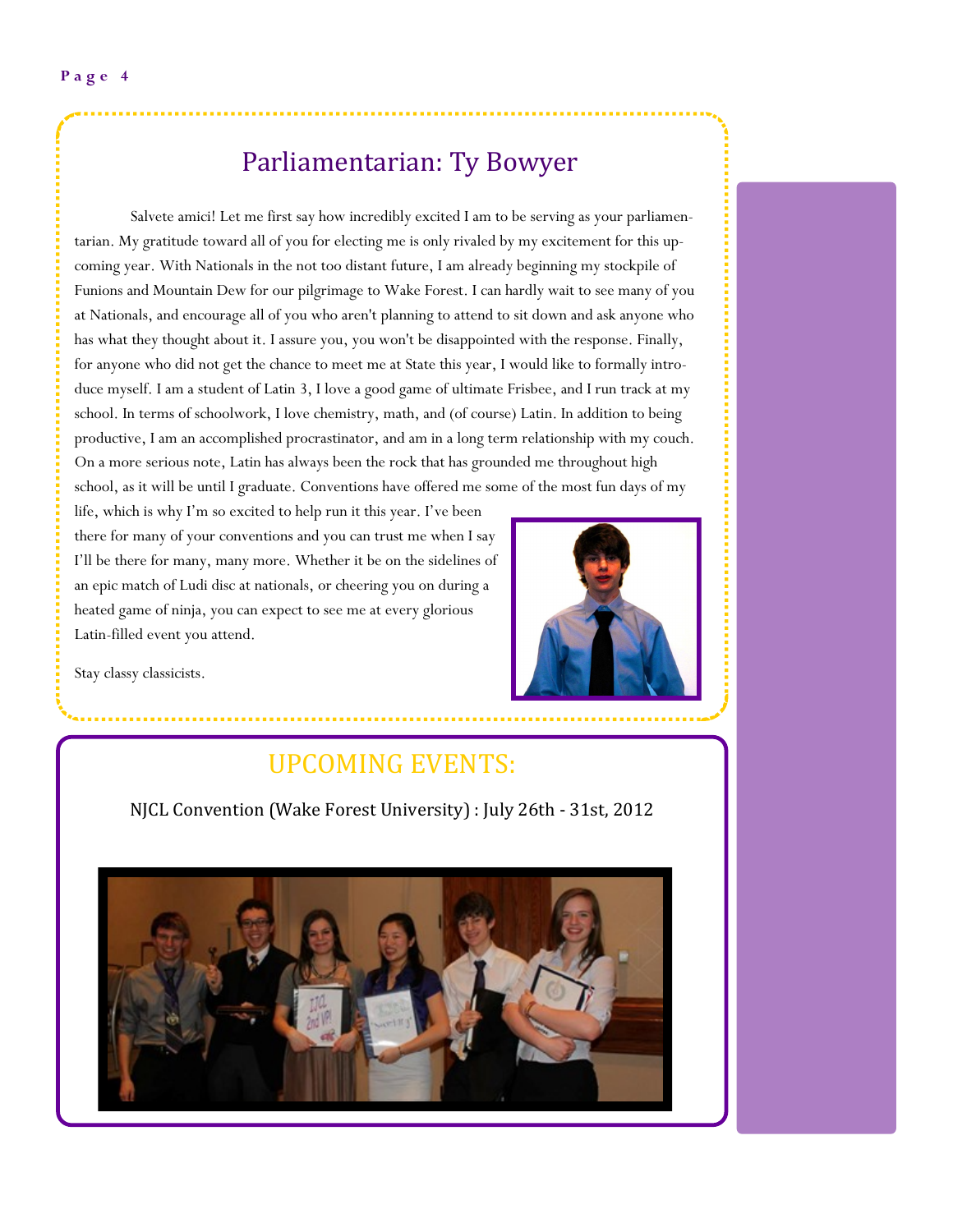## Parliamentarian: Ty Bowyer

Salvete amici! Let me first say how incredibly excited I am to be serving as your parliamentarian. My gratitude toward all of you for electing me is only rivaled by my excitement for this upcoming year. With Nationals in the not too distant future, I am already beginning my stockpile of Funions and Mountain Dew for our pilgrimage to Wake Forest. I can hardly wait to see many of you at Nationals, and encourage all of you who aren't planning to attend to sit down and ask anyone who has what they thought about it. I assure you, you won't be disappointed with the response. Finally, for anyone who did not get the chance to meet me at State this year, I would like to formally introduce myself. I am a student of Latin 3, I love a good game of ultimate Frisbee, and I run track at my school. In terms of schoolwork, I love chemistry, math, and (of course) Latin. In addition to being productive, I am an accomplished procrastinator, and am in a long term relationship with my couch. On a more serious note, Latin has always been the rock that has grounded me throughout high school, as it will be until I graduate. Conventions have offered me some of the most fun days of my life, which is why I'm so excited to help run it this year. I've been there for many of your conventions and you can trust me when I say I'll be there for many, many more. Whether it be on the sidelines of an epic match of Ludi disc at nationals, or cheering you on during a heated game of ninja, you can expect to see me at every glorious Latin-filled event you attend.

Stay classy classicists.

## UPCOMING EVENTS:

NJCL Convention (Wake Forest University) : July 26th - 31st, 2012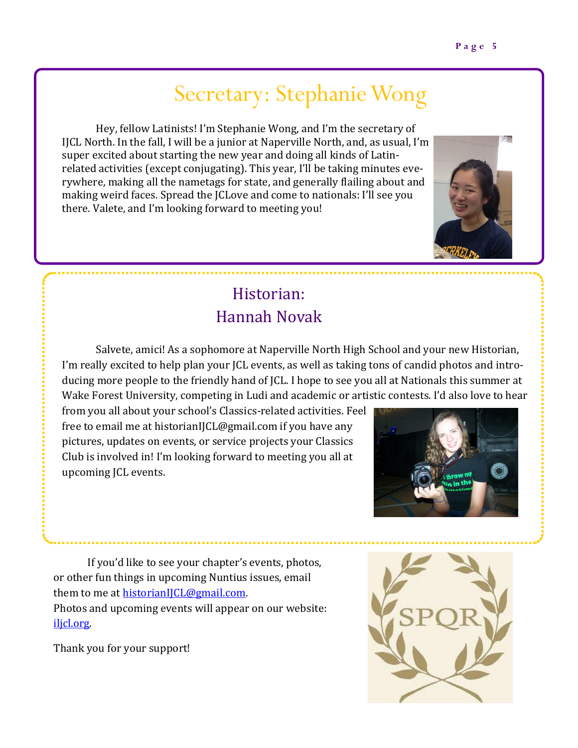## Secretary: Stephanie Wong

Hey, fellow Latinists! I'm Stephanie Wong, and I'm the secretary of IJCL North. In the fall, I will be a junior at Naperville North, and, as usual, I'm super excited about starting the new year and doing all kinds of Latin-related activities (except conjugating). This year, I'll be taking minutes everywhere, making all the nametags for state, and generally flailing about and making weird faces. Spread the JCLove and come to nationals: I'll see you there. Valete, and I'm looking forward to meeting you!

## Historian: Hannah Novak

Salvete, amici! As a sophomore at Naperville North High School and your new Historian, I'm really excited to help plan your JCL events, as well as taking tons of candid photos and introducing more people to the friendly hand of JCL. I hope to see you all at Nationals this summer at Wake Forest University, competing in Ludi and academic or artistic contests. I'd also love to hear from you all about your school's Classics-related activities. Feel free to email me at historianIJCL@gmail.com if you have any pictures, updates on events, or service projects your Classics Club is involved in! I'm looking forward to meeting you all at upcoming JCL events.

If you'd like to see your chapter's events, photos, or other fun things in upcoming Nuntius issues, email them to me at historianIJCL@gmail.com.
Photos and upcoming events will appear on our website: iljcl.org.

Thank you for your support!